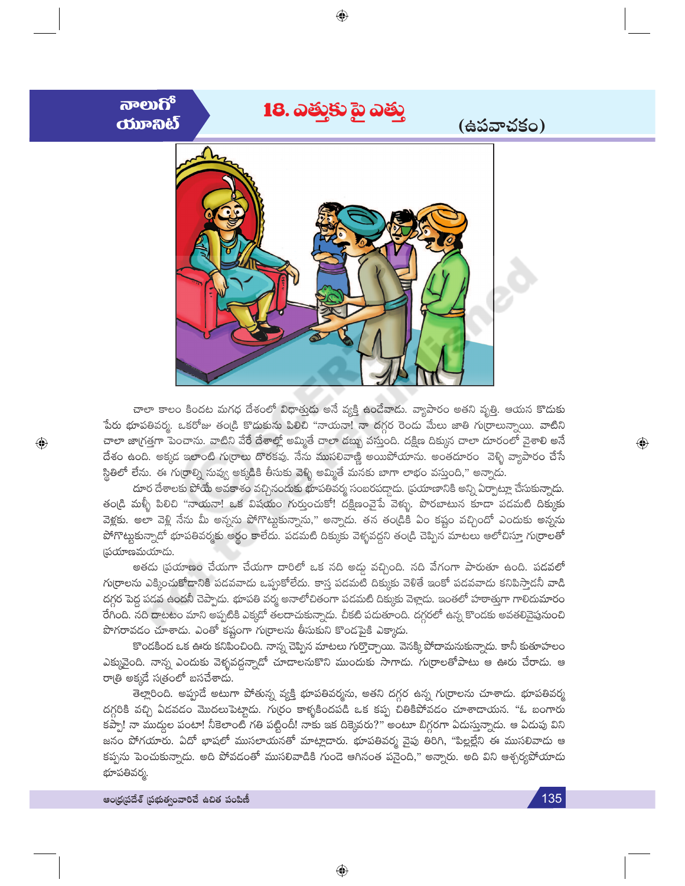నాలుగో యూనిట్

# 18. ఎత్తుకు పై ఎత్తు

(ఉపవాచకం)

చాలా కాలం కిందట మగధ దేశంలో విధాత్తుడు అనే వ్యక్తి ఉండేవాడు. వ్యాపారం అతని వృత్తి. ఆయన కొడుకు పేరు భూపతివర్మ. ఒకరోజు తండ్రి కొడుకును పిలిచి "నాయనా! నా దగ్గర రెండు వేలు జాతి గుర్రాలున్నాయి. వాటిని చాలా జాగ్రత్తగా పెంచాను. వాటిని వేరే దేశాల్లో అమ్మితే చాలా డబ్బు వస్తుంది. దక్షిణ దిక్కున చాలా దూరంలో వైశాలి అనే దేశం ఉంది. అక్కడ ఇలాంటి గుర్రాలు దొరకవు. నేను ముసలివాణ్ణి అయిపోయాను. అంతదూరం వెళ్ళి వ్యాపారం చేసే స్థితిలో లేను. ఈ గుర్రాల్ని నువ్వు అక్కడికి తీసుకు వెళ్ళి అమ్మితే మనకు బాగా లాభం వస్తుంది," అన్నాడు.

దూర దేశాలకు పోయే అవకాశం వచ్చినందుకు భూపతివర్మ సంబరపడ్డాడు. ప్రయాణానికి అన్ని ఏర్పాట్లూ చేసుకున్నాడు. తండ్రి మళ్ళీ పిలిచి "నాయనా! ఒక విషయం గుర్తుంచుకో! దక్షిణంవైపే వెళ్ళు. పొరబాటున కూడా పడమటి దిక్కుకు వెళ్లకు. అలా వెళ్లి నేను మీ అన్నను పోగొట్టుకున్నాను," అన్నాడు. తన తండ్రికి ఏం కష్టం వచ్చిందో ఎందుకు అన్నను పోగొట్టుకున్నాడో భూపతివర్మకు అర్థం కాలేదు. పడమటి దిక్కుకు వెళ్ళవద్దని తండ్రి చెప్పిన మాటలు ఆలోచిస్తూ గుర్రాలతో ప్రయాణమయాడు.

అతడు ప్రయాణం చేయగా చేయగా దారిలో ఒక నది అడ్డు వచ్చింది. నది వేగంగా పారుతూ ఉంది. పడవలో గుర్రాలను ఎక్కించుకోడానికి పడవవాడు ఒప్పుకోలేదు. కాస్త పడమటి దిక్కుకు వెళితే ఇంకో పడవవాడు కనిపిస్తాడనీ వాడి దగ్గర పెద్ద పడవ ఉందనీ చెప్పాడు. భూపతి వర్మ అనాలోచితంగా పడమటి దిక్కుకు వెళ్లాడు. ఇంతలో హఠాత్తుగా గాలిదుమారం రేగింది. నది దాటటం మాని అప్పటికి ఎక్కడో తలదాచుకున్నాడు. చీకటి పడుతూంది. దగ్గరలో ఉన్న కొండకు అవతలివైపునుంచి పొగరావడం చూశాడు. ఎంతో కష్టంగా గుర్రాలను తీసుకుని కొండపైకి ఎక్కాడు.

కొండకింద ఒక ఊరు కనిపించింది. నాన్న చెప్పిన మాటలు గుర్తొచ్చాయి. వెనక్కి పోదామనుకున్నాడు. కానీ కుతూహలం ఎక్కువైంది. నాన్న ఎందుకు వెళ్ళవద్దన్నాడో చూడాలనుకొని ముందుకు సాగాడు. గుర్రాలతోపాటు ఆ ఊరు చేరాడు. ఆ రాత్రి అక్కడే సత్రంలో బసచేశాడు.

తెల్లారింది. అప్పుడే అటుగా పోతున్న వ్యక్తి భూపతివర్మను, అతని దగ్గర ఉన్న గుర్రాలను చూశాడు. భూపతివర్మ దగ్గరికి వచ్చి ఏడవడం మొదలుపెట్టాడు. గుర్రం కాళ్ళకిందపడి ఒక కప్ప చితికిపోవడం చూశాడాయన. "ఓ బంగారు కప్పా! నా ముద్దుల పంటా! నీకెలాంటి గతి పట్టిందీ! నాకు ఇక దిక్కెవరు?" అంటూ బిగ్గరగా ఏడుస్తున్నాడు. ఆ ఏడుపు విని జనం పోగయారు. ఏదో భాషలో ముసలాయనతో మాట్లాడారు. భూపతివర్మ వైపు తిరిగి, "పిల్లల్లేని ఈ ముసలివాడు ఆ కప్పను పెంచుకున్నాడు. అది పోవడంతో ముసలివాడికి గుండె ఆగినంత పనైంది," అన్నారు. అది విని ఆశ్చర్యపోయాడు భూపతివర్మ.

ఆంధ్రప్రదేశ్ ప్రభుత్వంవారిచే ఉచిత పంపిణీ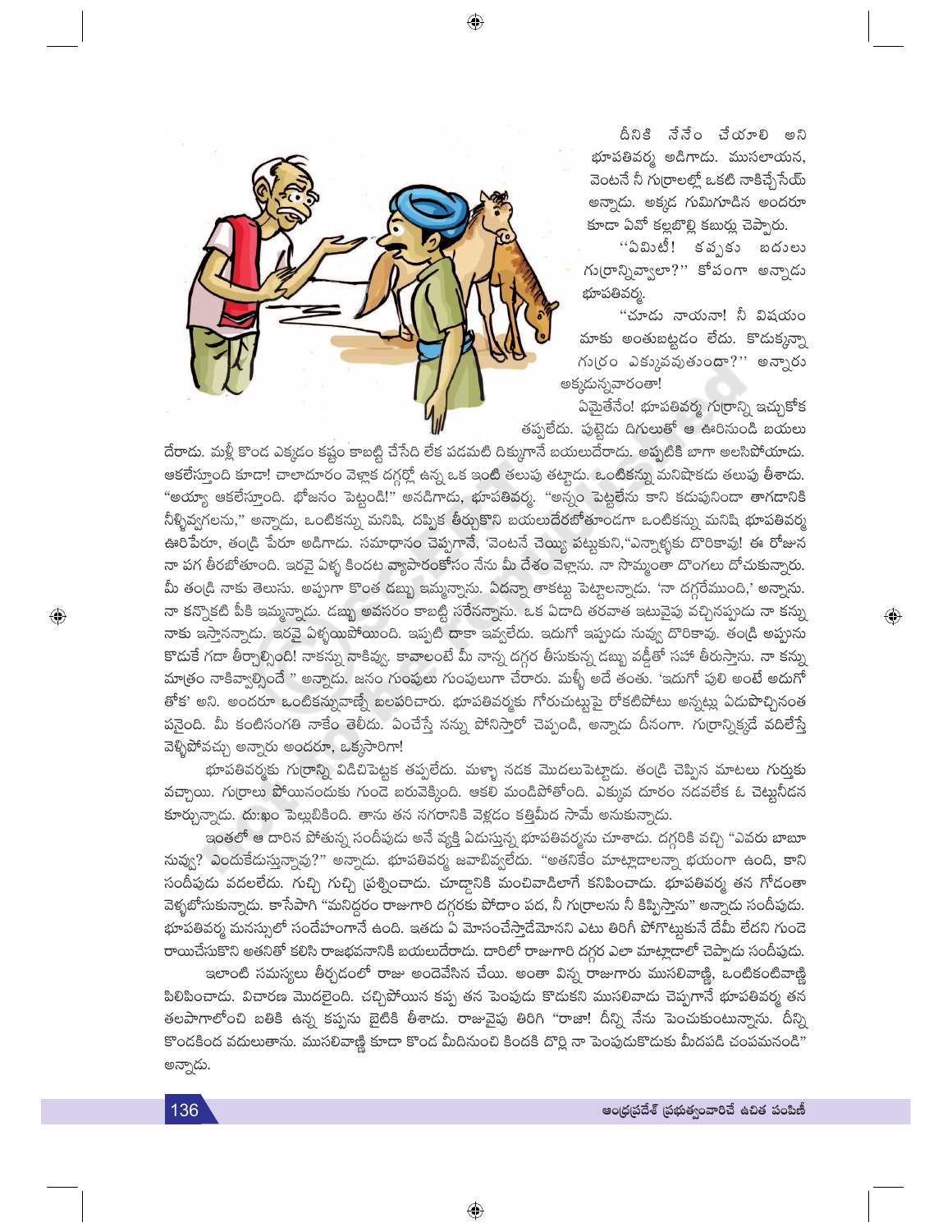దీనికి నేనేం చేయాలి అని భూపతివర్మ అడిగాడు. ముసలాయన, వెంటనే నీ గుర్రాలల్లో ఒకటి నాకిచ్చేసేయ్ అన్నాడు. అక్కడ గుమిగూడిన అందరూ కూడా ఏవో కల్లబొల్లి కబుర్లు చెప్పారు.

"ఏమిటీ! కప్పకు బదులు గుర్రాన్నివ్వాలా?" కోపంగా అన్నాడు భూపతివర్మ.

"చూడు నాయనా! నీ విషయం మాకు అంతుబట్టడం లేదు. కొడుకన్నా గుర్రం ఎక్కువవుతుందా?" అన్నారు అక్కడున్నవారంతా!

ఏమైతేనేం! భూపతివర్మ గుర్రాన్ని ఇచ్చుకోక తప్పలేదు. పుట్టెడు దిగులుతో ఆ ఊరినుండి బయలుదేరాడు. మళ్ళీ కొండ ఎక్కడం కష్టం కాబట్టి చేసేది లేక పడమటి దిక్కుగానే బయలుదేరాడు. అప్పటికి బాగా అలసిపోయాడు. ఆకలేస్తూంది కూడా! చాలాదూరం వెళ్లాక దగ్గర్లో ఉన్న ఒక ఇంటి తలుపు తట్టాడు. ఒంటికన్ను మనిషొకడు తలుపు తీశాడు. "అయ్యా ఆకలేస్తూంది. భోజనం పెట్టండి!" అనడిగాడు, భూపతివర్మ. "అన్నం పెట్టలేను కాని కడుపునిండా తాగడానికి నీళ్ళివ్వగలను," అన్నాడు, ఒంటికన్ను మనిషి. దప్పిక తీర్చుకొని బయలుదేరబోతూండగా ఒంటికన్ను మనిషి భూపతివర్మ ఊరిపేరూ, తండ్రి పేరూ అడిగాడు. సమాధానం చెప్పగానే, 'వెంటనే చెయ్యి పట్టుకుని,"ఎన్నాళ్ళకు దొరికావు! ఈ రోజున నా పగ తీరబోతూంది. ఇరవై ఏళ్ళ కిందట వ్యాపారంకోసం నేను మీ దేశం వెళ్లాను. నా సొమ్మంతా దొంగలు దోచుకున్నారు. మీ తండ్రి నాకు తెలుసు. అప్పుగా కొంత డబ్బు ఇమ్మన్నాను. ఏదన్నా తాకట్టు పెట్టాలన్నాడు. 'నా దగ్గరేముంది,' అన్నాను. నా కన్నొకటి పీకి ఇమ్మన్నాడు. డబ్బు అవసరం కాబట్టి సరేనన్నాను. ఒక ఏడాది తరవాత ఇటువైపు వచ్చినప్పుడు నా కన్ను నాకు ఇస్తానన్నాడు. ఇరవై ఏళ్ళయిపోయింది. ఇప్పటి దాకా ఇవ్వలేదు. ఇదుగో ఇప్పుడు నువ్వు దొరికావు. తండ్రి అప్పును కొడుకే గదా తీర్చాల్సింది! నాకన్ను నాకివ్వు. కావాలంటే మీ నాన్న దగ్గర తీసుకున్న డబ్బు వడ్డీతో సహా తీరుస్తాను. నా కన్ను మాత్రం నాకివ్వాల్సిందే " అన్నాడు. జనం గుంపులు గుంపులుగా చేరారు. మళ్ళీ అదే తంతు. 'ఇదుగో పులి అంటే అదుగో తోక' అని. అందరూ ఒంటికన్నువాణ్నే బలపరిచారు. భూపతివర్మకు గోరుచుట్టుపై రోకటిపోటు అన్నట్టు ఏడుపొచ్చినంత పనైంది. మీ కంటిసంగతి నాకేం తెలీదు. ఏంచేస్తే నన్ను పోనిస్తారో చెప్పండి, అన్నాడు దీనంగా. గుర్రాన్నిక్కడే వదిలేస్తే వెళ్ళిపోవచ్చు అన్నారు అందరూ, ఒక్కసారిగా!

భూపతివర్మకు గుర్రాన్ని విడిచిపెట్టక తప్పలేదు. మళ్ళా నడక మొదలుపెట్టాడు. తండ్రి చెప్పిన మాటలు గుర్తుకు వచ్చాయి. గుర్రాలు పోయినందుకు గుండె బరువెక్కింది. ఆకలి మండిపోతోంది. ఎక్కువ దూరం నడవలేక ఓ చెట్టునీడన కూర్చున్నాడు. దుఃఖం పెల్లుబికింది. తాను తన నగరానికి వెళ్లడం కత్తిమీద సామే అనుకున్నాడు.

ఇంతలో ఆ దారిన పోతున్న సందీపుడు అనే వ్యక్తి ఏడుస్తున్న భూపతివర్మను చూశాడు. దగ్గరికి వచ్చి "ఎవరు బాబూ నువ్వు? ఎందుకేడుస్తున్నావు?" అన్నాడు. భూపతివర్మ జవాబివ్వలేదు. "అతనికేం మాట్లాడాలన్నా భయంగా ఉంది, కాని సందీపుడు వదలలేదు. గుచ్చి గుచ్చి ప్రశ్నించాడు. చూడ్డానికి మంచివాడిలాగే కనిపించాడు. భూపతివర్మ తన గోడంతా వెళ్ళబోసుకున్నాడు. కాసేపాగి "మనిద్దరం రాజుగారి దగ్గరకు పోదాం పద, నీ గుర్రాలను నీ కిప్పిస్తాను" అన్నాడు సందీపుడు. భూపతివర్మ మనస్సులో సందేహంగానే ఉంది. ఇతడు ఏ మోసంచేస్తాడేమోనని ఎటు తిరిగీ పోగొట్టుకునే దేమీ లేదని గుండె రాయిచేసుకొని అతనితో కలిసి రాజభవనానికి బయలుదేరాడు. దారిలో రాజుగారి దగ్గర ఎలా మాట్లాడాలో చెప్పాడు సందీపుడు.

ఇలాంటి సమస్యలు తీర్చడంలో రాజు అందెవేసిన చేయి. అంతా విన్న రాజుగారు ముసలివాణ్ణి, ఒంటికంటివాణ్ణి పిలిపించాడు. విచారణ మొదలైంది. చచ్చిపోయిన కప్ప తన పెంపుడు కొడుకని ముసలివాడు చెప్పగానే భూపతివర్మ తన తలపాగాలోంచి బతికి ఉన్న కప్పను బైటికి తీశాడు. రాజువైపు తిరిగి "రాజా! దీన్ని నేను పెంచుకుంటున్నాను. దీన్ని కొండకింద వదులుతాను. ముసలివాణ్ణి కూడా కొండ మీదినుంచి కిందకి దొర్లి నా పెంపుడుకొడుకు మీదపడి చంపమనండి" అన్నాడు.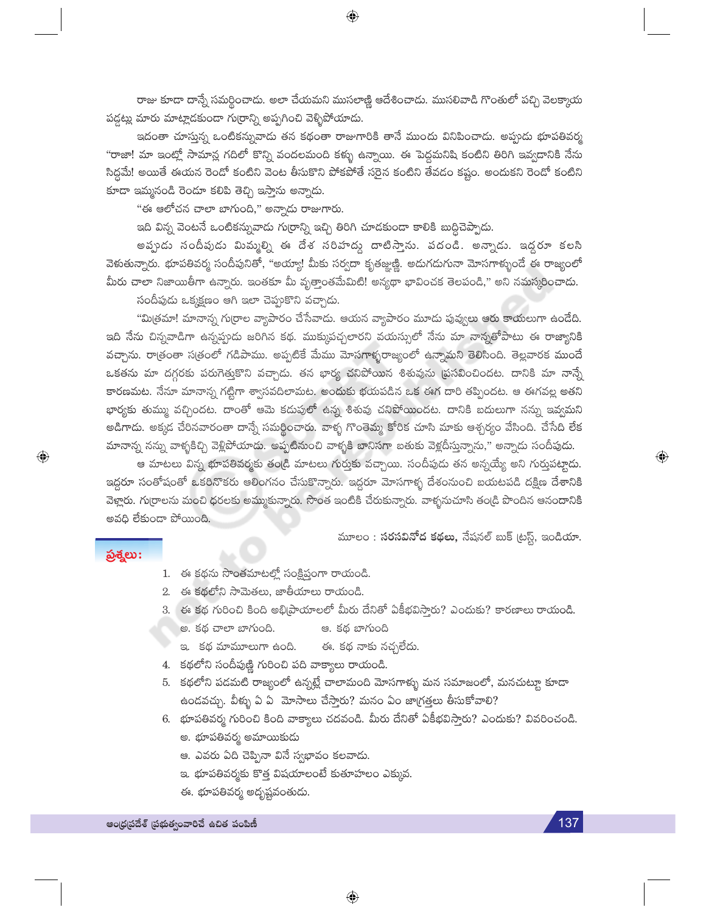రాజు కూడా దాన్నే సమర్థించాడు. అలా చేయమని ముసలాణ్ణి ఆదేశించాడు. ముసలివాడి గొంతులో పచ్చి వెలక్కాయ పడ్డట్లు మారు మాట్లాడకుండా గుర్రాన్ని అప్పగించి వెళ్ళిపోయాడు.

ఇదంతా చూస్తున్న ఒంటికన్నువాడు తన కథంతా రాజుగారికి తానే ముందు వినిపించాడు. అప్పుడు భూపతివర్మ "రాజా! మా ఇంట్లో సామాన్ల గదిలో కొన్ని వందలమంది కళ్ళు ఉన్నాయి. ఈ పెద్దమనిషి కంటిని తిరిగి ఇవ్వడానికి నేను సిద్ధమే! అయితే ఈయన రెండో కంటిని వెంట తీసుకొని పోకపోతే సరైన కంటిని తేవడం కష్టం. అందుకని రెండో కంటిని కూడా ఇమ్మనండి రెండూ కలిపి తెచ్చి ఇస్తాను అన్నాడు.

"ఈ ఆలోచన చాలా బాగుంది," అన్నాడు రాజుగారు.

ఇది విన్న వెంటనే ఒంటికన్నువాడు గుర్రాన్ని ఇచ్చి తిరిగి చూడకుండా కాలికి బుద్ధిచెప్పాడు.

అప్పుడు సందీపుడు మిమ్మల్ని ఈ దేశ సరిహద్దు దాటిస్తాను. పదండి. అన్నాడు. ఇద్దరూ కలసి వెళుతున్నారు. భూపతివర్మ సందీపునితో, "అయ్యా! మీకు సర్వదా కృతజ్ఞుణ్ణి. అడుగడుగునా మోసగాళ్ళుండే ఈ రాజ్యంలో మీరు చాలా నిజాయితీగా ఉన్నారు. ఇంతకూ మీ వృత్తాంతమేమిటి! అన్యథా భావించక తెలపండి," అని నమస్కరించాడు.

సందీపుడు ఒక్కక్షణం ఆగి ఇలా చెప్పుకొని వచ్చాడు.

"మిత్రమా! మానాన్న గుర్రాల వ్యాపారం చేసేవాడు. ఆయన వ్యాపారం మూడు పువ్వులు ఆరు కాయలుగా ఉండేది. ఇది నేను చిన్నవాడిగా ఉన్నప్పుడు జరిగిన కథ. ముక్కుపచ్చలారని వయస్సులో నేను మా నాన్నతోపాటు ఈ రాజ్యానికి వచ్చాను. రాత్రంతా సత్రంలో గడిపాము. అప్పటికే మేము మోసగాళ్ళరాజ్యంలో ఉన్నామని తెలిసింది. తెల్లవారక ముందే ఒకతను మా దగ్గరకు పరుగెత్తుకొని వచ్చాడు. తన భార్య చనిపోయిన శిశువును ప్రసవించిందట. దానికి మా నాన్నే కారణమట. నేనూ మానాన్న గట్టిగా శ్వాసవదిలామట. అందుకు భయపడిన ఒక ఈగ దారి తప్పిందట. ఆ ఈగవల్ల అతని భార్యకు తుమ్ము వచ్చిందట. దాంతో ఆమె కడుపులో ఉన్న శిశువు చనిపోయిందట. దానికి బదులుగా నన్ను ఇవ్వమని అడిగాడు. అక్కడ చేరినవారంతా దాన్నే సమర్థించారు. వాళ్ళ గొంతెమ్మ కోరిక చూసి మాకు ఆశ్చర్యం వేసింది. చేసేది లేక మానాన్న నన్ను వాళ్ళకిచ్చి వెళ్ళిపోయాడు. అప్పటినుంచి వాళ్ళకి బానిసగా బతుకు వెళ్ళదీస్తున్నాను," అన్నాడు సందీపుడు.

ఆ మాటలు విన్న భూపతివర్మకు తండ్రి మాటలు గుర్తుకు వచ్చాయి. సందీపుడు తన అన్నయ్యే అని గుర్తుపట్టాడు. ఇద్దరూ సంతోషంతో ఒకరినొకరు ఆలింగనం చేసుకొన్నారు. ఇద్దరూ మోసగాళ్ళ దేశంనుంచి బయటపడి దక్షిణ దేశానికి వెళ్లారు. గుర్రాలను మంచి ధరలకు అమ్ముకున్నారు. సొంత ఇంటికి చేరుకున్నారు. వాళ్ళనుచూసి తండ్రి పొందిన ఆనందానికి అవధి లేకుండా పోయింది.

మూలం : **సరసవినోద కథలు,** నేషనల్ బుక్ ట్రస్ట్, ఇండియా.

## ప్రశ్నలు:

1. ఈ కథను సొంతమాటల్లో సంక్షిప్తంగా రాయండి.
2. ఈ కథలోని సామెతలు, జాతీయాలు రాయండి.
3. ఈ కథ గురించి కింది అభిప్రాయాలలో మీరు దేనితో ఏకీభవిస్తారు? ఎందుకు? కారణాలు రాయండి.
   - అ. కథ చాలా బాగుంది.
   - ఆ. కథ బాగుంది
   - ఇ. కథ మామూలుగా ఉంది.
   - ఈ. కథ నాకు నచ్చలేదు.
4. కథలోని సందీపుణ్ణి గురించి పది వాక్యాలు రాయండి.
5. కథలోని పడమటి రాజ్యంలో ఉన్నట్లే చాలామంది మోసగాళ్ళు మన సమాజంలో, మనచుట్టూ కూడా ఉండవచ్చు. వీళ్ళు ఏ ఏ మోసాలు చేస్తారు? మనం ఏం జాగ్రత్తలు తీసుకోవాలి?
6. భూపతివర్మ గురించి కింది వాక్యాలు చదవండి. మీరు దేనితో ఏకీభవిస్తారు? ఎందుకు? వివరించండి.
   - అ. భూపతివర్మ అమాయికుడు
   - ఆ. ఎవరు ఏది చెప్పినా వినే స్వభావం కలవాడు.
   - ఇ. భూపతివర్మకు కొత్త విషయాలంటే కుతూహలం ఎక్కువ.
   - ఈ. భూపతివర్మ అదృష్టవంతుడు.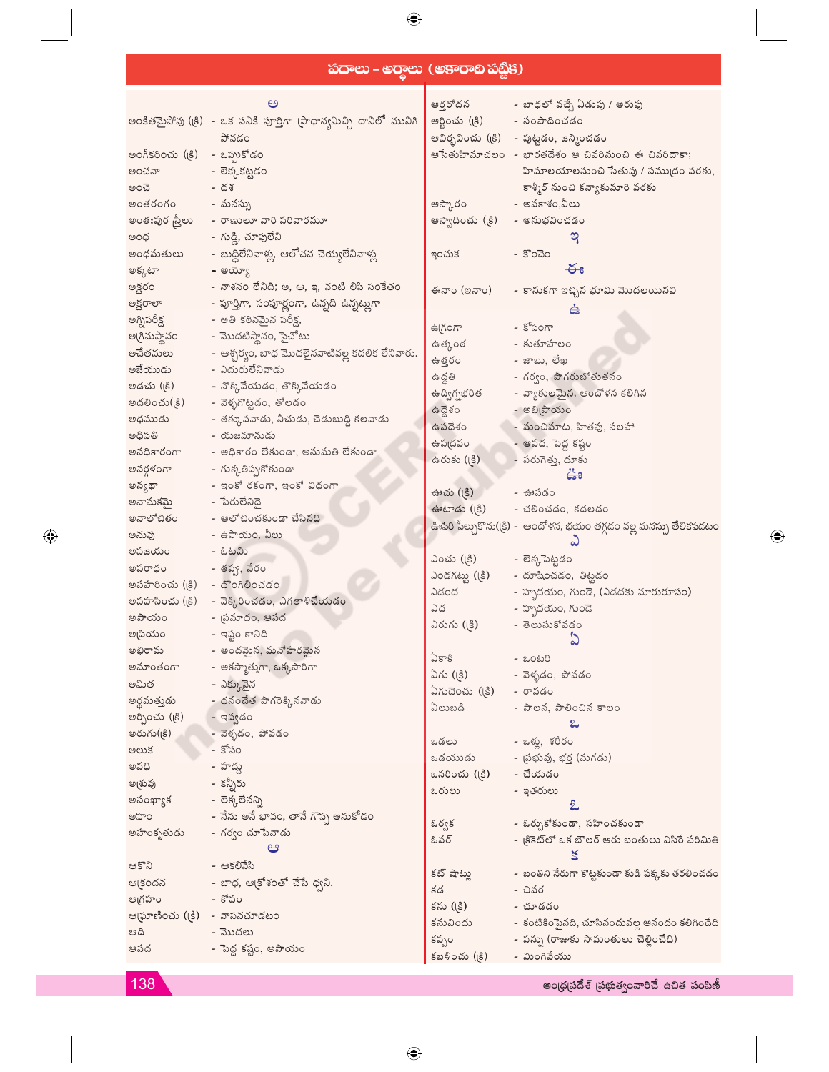## పదాలు - అర్థాలు (అకారాది పట్టిక)

### అ

అంకితమైపోవు (క్రి) - ఒక పనికి పూర్తిగా ప్రాధాన్యమిచ్చి దానిలో మునిగి పోవడం
అంగీకరించు (క్రి) - ఒప్పుకోడం
అంచనా - లెక్కకట్టడం
అంచె - దశ
అంతరంగం - మనస్సు
అంతఃపుర స్త్రీలు - రాణులూ వారి పరివారమూ
అంధ - గుడ్డి, చూపులేని
అంధమతులు - బుద్ధిలేనివాళ్లు, ఆలోచన చెయ్యలేనివాళ్లు
అక్కటా - అయ్యో
అక్షరం - నాశనం లేనిది; అ, ఆ, ఇ, వంటి లిపి సంకేతం
అక్షరాలా - పూర్తిగా, సంపూర్ణంగా, ఉన్నది ఉన్నట్లుగా
అగ్నిపరీక్ష - అతి కఠినమైన పరీక్ష
అగ్రిమస్థానం - మొదటిస్థానం, పైచోటు
అచేతనులు - ఆశ్చర్యం, బాధ మొదలైనవాటివల్ల కదలిక లేనివారు.
అజేయుడు - ఎదురులేనివాడు
అడచు (క్రి) - నొక్కివేయడం, తొక్కివేయడం
అదలించు(క్రి) - వెళ్ళగొట్టడం, తోలడం
అధముడు - తక్కువవాడు, నీచుడు, చెడుబుద్ధి కలవాడు
అధిపతి - యజమానుడు
అనధికారంగా - అధికారం లేకుండా, అనుమతి లేకుండా
అనర్గళంగా - గుక్కతిప్పకోకుండా
అన్యథా - ఇంకో రకంగా, ఇంకో విధంగా
అనామకమై - పేరులేనిదై
అనాలోచితం - ఆలోచించకుండా చేసినది
అనువు - ఉపాయం, వీలు
అపజయం - ఓటమి
అపరాధం - తప్పు, నేరం
అపహరించు (క్రి) - దొంగిలించడం
అపహసించు (క్రి) - వెక్కిరించడం, ఎగతాళిచేయడం
అపాయం - ప్రమాదం, ఆపద
అప్రియం - ఇష్టం కానిది
అభిరామ - అందమైన, మనోహరమైన
అమాంతంగా - అకస్మాత్తుగా, ఒక్కసారిగా
అమిత - ఎక్కువైన
అర్థమత్తుడు - ధనంచేత పొగరెక్కినవాడు
అర్పించు (క్రి) - ఇవ్వడం
అరుగు(క్రి) - వెళ్ళడం, పోవడం
అలుక - కోపం
అవధి - హద్దు
అశ్రువు - కన్నీరు
అసంఖ్యాక - లెక్కలేనన్ని
అహం - నేను అనే భావం, తానే గొప్ప అనుకోడం
అహంకృతుడు - గర్వం చూపేవాడు

### ఆ

ఆకొని - ఆకలివేసి
ఆక్రందన - బాధ, ఆక్రోశంతో చేసే ధ్వని.
ఆగ్రహం - కోపం
ఆఘ్రాణించు (క్రి) - వాసనచూడటం
ఆది - మొదలు
ఆపద - పెద్ద కష్టం, అపాయం
ఆర్తరోదన - బాధలో వచ్చే ఏడుపు / అరుపు
ఆర్జించు (క్రి) - సంపాదించడం
ఆవిర్భవించు (క్రి) - పుట్టడం, జన్మించడం
ఆసేతుహిమాచలం - భారతదేశం ఆ చివరినుంచి ఈ చివరిదాకా; హిమాలయాలనుంచి సేతువు / సముద్రం వరకు, కాశ్మీర్ నుంచి కన్యాకుమారి వరకు
ఆస్కారం - అవకాశం,వీలు
ఆస్వాదించు (క్రి) - అనుభవించడం

### ఇ

ఇంచుక - కొంచెం

### ఈ

ఈనాం (ఇనాం) - కానుకగా ఇచ్చిన భూమి మొదలయినవి

### ఉ

ఉగ్రంగా - కోపంగా
ఉత్కంఠ - కుతూహలం
ఉత్తరం - జాబు, లేఖ
ఉద్ధతి - గర్వం, పొగరుబోతుతనం
ఉద్విగ్నభరిత - వ్యాకులమైన; ఆందోళన కలిగిన
ఉద్దేశం - అభిప్రాయం
ఉపదేశం - మంచిమాట, హితవు, సలహా
ఉపద్రవం - ఆపద, పెద్ద కష్టం
ఉరుకు (క్రి) - పరుగెత్తు, దూకు

### ఊ

ఊచు (క్రి) - ఊపడం
ఊటాడు (క్రి) - చలించడం, కదలడం
ఊపిరి పీల్చుకొను(క్రి) - ఆందోళన, భయం తగ్గడం వల్ల మనస్సు తేలికపడటం

### ఎ

ఎంచు (క్రి) - లెక్కపెట్టడం
ఎండగట్టు (క్రి) - దూషించడం, తిట్టడం
ఎడంద - హృదయం, గుండె, (ఎడదకు మారురూపం)
ఎద - హృదయం, గుండె
ఎరుగు (క్రి) - తెలుసుకోవడం

### ఏ

ఏకాకి - ఒంటరి
ఏగు (క్రి) - వెళ్ళడం, పోవడం
ఏగుదెంచు (క్రి) - రావడం
ఏలుబడి - పాలన, పాలించిన కాలం

### ఒ

ఒడలు - ఒళ్లు, శరీరం
ఒడయుడు - ప్రభువు, భర్త (మగడు)
ఒనరించు (క్రి) - చేయడం
ఒరులు - ఇతరులు

### ఓ

ఓర్వక - ఓర్చుకోకుండా, సహించకుండా
ఓవర్ - క్రికెట్‌లో ఒక బౌలర్ ఆరు బంతులు విసిరే పరిమితి

### క

కట్ షాట్లు - బంతిని నేరుగా కొట్టకుండా కుడి పక్కకు తరలించడం
కడ - చివర
కను (క్రి) - చూడడం
కనువిందు - కంటికింపైనది, చూసినందువల్ల ఆనందం కలిగించేది
కప్పం - పన్ను (రాజుకు సామంతులు చెల్లించేది)
కబళించు (క్రి) - మింగివేయు

ఆంధ్రప్రదేశ్ ప్రభుత్వంవారిచే ఉచిత పంపిణీ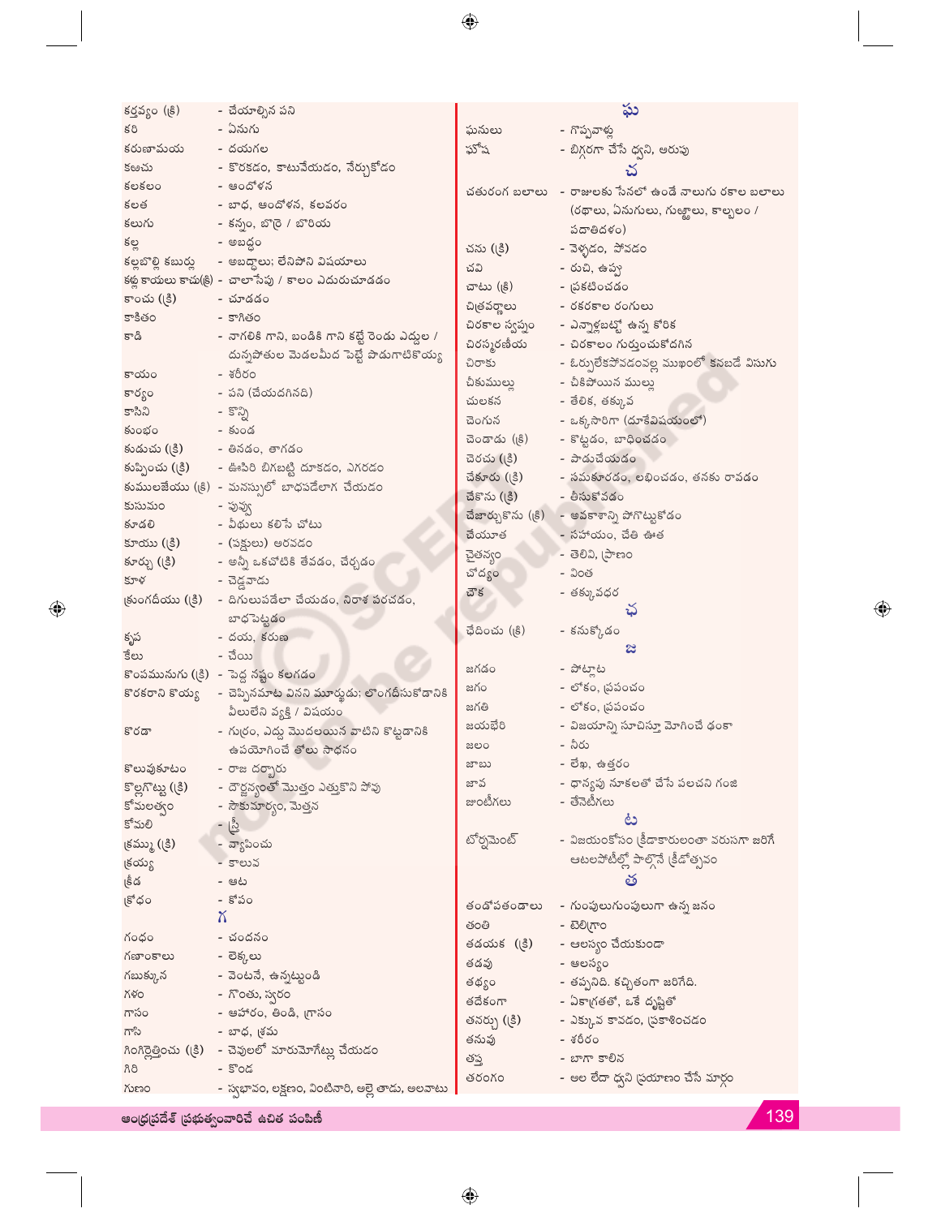| | |
|---|---|
| కర్తవ్యం (క్రి) | - చేయాల్సిన పని |
| కరి | - ఏనుగు |
| కరుణామయ | - దయగల |
| కఱచు | - కొరకడం, కాటువేయడం, నేర్చుకోడం |
| కలకలం | - ఆందోళన |
| కలత | - బాధ, ఆందోళన, కలవరం |
| కలుగు | - కన్నం, బొరె / బొరియ |
| కల్ల | - అబద్ధం |
| కల్లబొల్లి కబుర్లు | - అబద్ధాలు; లేనిపోని విషయాలు |
| కళ్ళ కాయలు కాచు(క్రి) | - చాలాసేపు / కాలం ఎదురుచూడడం |
| కాంచు (క్రి) | - చూడడం |
| కాకితం | - కాగితం |
| కాడి | - నాగలికి గాని, బండికి గాని కట్టే రెండు ఎద్దుల / దున్నపోతుల మెడలమీద పెట్టే పొడుగాటికొయ్య |
| కాయం | - శరీరం |
| కార్యం | - పని (చేయదగినది) |
| కాసిని | - కొన్ని |
| కుంభం | - కుండ |
| కుడుచు (క్రి) | - తినడం, తాగడం |
| కుప్పించు (క్రి) | - ఊపిరి బిగబట్టి దూకడం, ఎగరడం |
| కుములజేయు (క్రి) | - మనస్సులో బాధపడేలాగ చేయడం |
| కుసుమం | - పువ్వు |
| కూడలి | - వీధులు కలిసే చోటు |
| కూయు (క్రి) | - (పక్షులు) అరవడం |
| కూర్చు (క్రి) | - అన్నీ ఒకచోటికి తేవడం, చేర్చడం |
| కూళ | - చెడ్డవాడు |
| క్రుంగదీయు (క్రి) | - దిగులుపడేలా చేయడం, నిరాశ పరచడం, బాధపెట్టడం |
| కృప | - దయ, కరుణ |
| కేలు | - చేయి |
| కొంపమునుగు (క్రి) | - పెద్ద నష్టం కలగడం |
| కొరకరాని కొయ్య | - చెప్పినమాట వినని మూర్ఖుడు; లొంగదీసుకోడానికి వీలులేని వ్యక్తి / విషయం |
| కొరడా | - గుర్రం, ఎద్దు మొదలయిన వాటిని కొట్టడానికి ఉపయోగించే తోలు సాధనం |
| కొలువుకూటం | - రాజ దర్బారు |
| కొల్లగొట్టు (క్రి) | - దౌర్జన్యంతో మొత్తం ఎత్తుకొని పోవు |
| కోమలత్వం | - సౌకుమార్యం, మెత్తన |
| కోమలి | - స్త్రీ |
| క్రమ్ము (క్రి) | - వ్యాపించు |
| క్రయ్య | - కాలువ |
| క్రీడ | - ఆట |
| క్రోధం | - కోపం |

## గ

| | |
|---|---|
| గంధం | - చందనం |
| గణాంకాలు | - లెక్కలు |
| గబుక్కున | - వెంటనే, ఉన్నట్టుండి |
| గళం | - గొంతు, స్వరం |
| గాసం | - ఆహారం, తిండి, గ్రాసం |
| గాసి | - బాధ, శ్రమ |
| గింగిర్లెత్తించు (క్రి) | - చెవులలో మారుమోగేట్లు చేయడం |
| గిరి | - కొండ |
| గుణం | - స్వభావం, లక్షణం, వింటినారి, అల్లె తాడు, అలవాటు |

## ఘ

| | |
|---|---|
| ఘనులు | - గొప్పవాళ్లు |
| ఘోష | - బిగ్గరగా చేసే ధ్వని, అరుపు |

## చ

| | |
|---|---|
| చతురంగ బలాలు | - రాజులకు సేనలో ఉండే నాలుగు రకాల బలాలు (రథాలు, ఏనుగులు, గుఱ్ఱాలు, కాల్బలం / పదాతిదళం) |
| చను (క్రి) | - వెళ్ళడం, పోవడం |
| చవి | - రుచి, ఉప్పు |
| చాటు (క్రి) | - ప్రకటించడం |
| చిత్రవర్ణాలు | - రకరకాల రంగులు |
| చిరకాల స్వప్నం | - ఎన్నాళ్లబట్టో ఉన్న కోరిక |
| చిరస్మరణీయ | - చిరకాలం గుర్తుంచుకోదగిన |
| చిరాకు | - ఓర్పులేకపోవడంవల్ల ముఖంలో కనబడే విసుగు |
| చీకుముల్లు | - చీకిపోయిన ముల్లు |
| చులకన | - తేలిక, తక్కువ |
| చెంగున | - ఒక్కసారిగా (దూకేవిషయంలో) |
| చెండాడు (క్రి) | - కొట్టడం, బాధించడం |
| చెరచు (క్రి) | - పాడుచేయడం |
| చేకూరు (క్రి) | - సమకూరడం, లభించడం, తనకు రావడం |
| చేకొను (క్రి) | - తీసుకోవడం |
| చేజార్చుకొను (క్రి) | - అవకాశాన్ని పోగొట్టుకోడం |
| చేయూత | - సహాయం, చేతి ఊత |
| చైతన్యం | - తెలివి, ప్రాణం |
| చోద్యం | - వింత |
| చౌక | - తక్కువధర |

## ఛ

| | |
|---|---|
| ఛేదించు (క్రి) | - కనుక్కోడం |

## జ

| | |
|---|---|
| జగడం | - పోట్లాట |
| జగం | - లోకం, ప్రపంచం |
| జగతి | - లోకం, ప్రపంచం |
| జయభేరి | - విజయాన్ని సూచిస్తూ మోగించే ఢంకా |
| జలం | - నీరు |
| జాబు | - లేఖ, ఉత్తరం |
| జావ | - ధాన్యపు నూకలతో చేసే పలచని గంజి |
| జుంటీగలు | - తేనెటీగలు |

## ట

| | |
|---|---|
| టోర్నమెంట్ | - విజయంకోసం క్రీడాకారులంతా వరుసగా జరిగే ఆటలపోటీల్లో పాల్గొనే క్రీడోత్సవం |

## త

| | |
|---|---|
| తండోపతండాలు | - గుంపులుగుంపులుగా ఉన్న జనం |
| తంతి | - టెలిగ్రాం |
| తడయక (క్రి) | - ఆలస్యం చేయకుండా |
| తడవు | - ఆలస్యం |
| తథ్యం | - తప్పనిది. కచ్చితంగా జరిగేది. |
| తదేకంగా | - ఏకాగ్రతతో, ఒకే దృష్టితో |
| తనర్చు (క్రి) | - ఎక్కువ కావడం, ప్రకాశించడం |
| తనువు | - శరీరం |
| తప్త | - బాగా కాలిన |
| తరంగం | - అల లేదా ధ్వని ప్రయాణం చేసే మార్గం |

ఆంధ్రప్రదేశ్ ప్రభుత్వంవారిచే ఉచిత పంపిణీ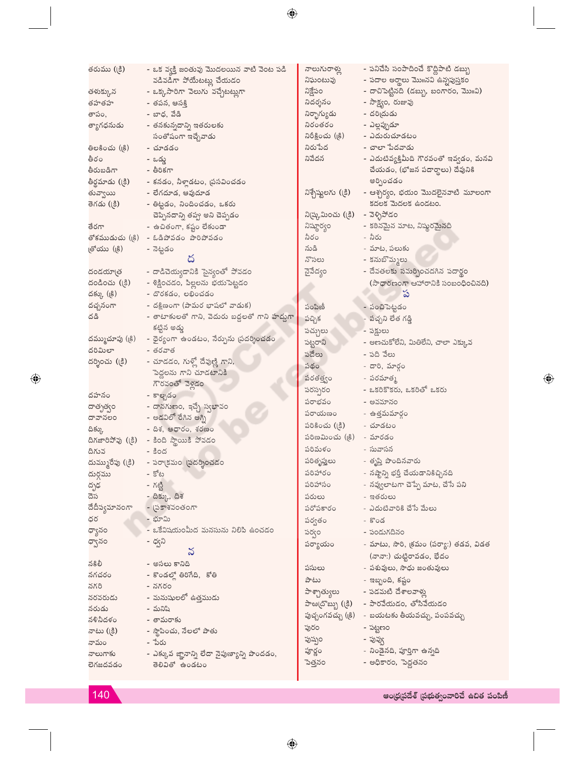తరుము (క్రి) - ఒక వ్యక్తి జంతువు మొదలయిన వాటి వెంట పడి వడివడిగా పోయేటట్లు చేయడం
తళుక్కున - ఒక్కసారిగా వెలుగు వచ్చేటట్లుగా
తహతహ - తపన, ఆసక్తి
తాపం, - బాధ, వేడి
త్యాగధనుడు - తనకున్నదాన్ని ఇతరులకు సంతోషంగా ఇచ్చేవాడు
తిలకించు (క్రి) - చూడడం
తీరం - ఒడ్డు
తీరుబడిగా - తీరికగా
తీర్థమాడు (క్రి) - కనడం, నీళ్లాడటం, ప్రసవించడం
తువ్వాయి - లేగదూడ, ఆవుదూడ
తెగడు (క్రి) - తిట్టడం, నిందించడం, ఒకరు చెప్పినదాన్ని తప్పు అని చెప్పడం
తేరగా - ఉచితంగా, కష్టం లేకుండా
తోకముడుచు (క్రి) - ఓడిపోవడం పారిపోవడం
త్రోయు (క్రి) - నెట్టడం

## ద

దండయాత్ర - దాడిచెయ్యడానికి సైన్యంతో పోవడం
దండించు (క్రి) - శిక్షించడం, పిల్లలను భయపెట్టడం
దక్కు (క్రి) - దొరకడం, లభించడం
దచ్చనంగా - దక్షిణంగా (పామర భాషలో వాడుక)
దడి - తాటాకులతో గాని, వెదురు బద్దలతో గాని హద్దుగా కట్టిన అడ్డు
దమ్ముచూపు (క్రి) - ధైర్యంగా ఉండటం, నేర్పును ప్రదర్శించడం
దరిమిలా - తరవాత
దర్శించు (క్రి) - చూడడం, గుళ్లో దేవుణ్ణి గాని, పెద్దలను గాని చూడటానికి గౌరవంతో వెళ్లడం
దహనం - కాల్చడం
దాతృత్వం - దానగుణం, ఇచ్చే స్వభావం
దావానలం - అడవిలో రేగిన అగ్ని
దిక్కు - దిశ, ఆధారం, శరణం
దిగజారిపోవు (క్రి) - కింది స్థాయికి పోవడం
దిగువ - కింద
దుమ్మురేపు (క్రి) - పరాక్రమం ప్రదర్శించడం
దుర్గము - కోట
దృఢ - గట్టి
దెస - దిక్కు, దిశ
దేదీప్యమానంగా - ప్రకాశవంతంగా
ధర - భూమి
ధ్యానం - ఒకేవిషయంమీద మనసును నిలిపి ఉంచడం
ధ్వానం - ధ్వని

## న

నకిలీ - అసలు కానిది
నగచరం - కొండల్లో తిరిగేది, కోతి
నగరి - నగరం
నరవరుడు - మనుషులలో ఉత్తముడు
నరుడు - మనిషి
నళినీదళం - తామరాకు
నాటు (క్రి) - స్థాపించు, నేలలో పాతు
నామం - పేరు
నాలుగాకు లెగజదవడం - ఎక్కువ జ్ఞానాన్ని లేదా నైపుణ్యాన్ని పొందడం, తెలివితో ఉండటం
నాలుగురాళ్లు - పనిచేసి సంపాదించే కొద్దిపాటి డబ్బు
నిఘంటువు - పదాల అర్థాలు మొ॥నవి ఉన్నపుస్తకం
నిక్షేపం - దాచిపెట్టినది (డబ్బు, బంగారం, మొ॥వి)
నిదర్శనం - సాక్ష్యం, రుజువు
నిర్భాగ్యుడు - దరిద్రుడు
నిరంతరం - ఎల్లప్పుడూ
నిరీక్షించు (క్రి) - ఎదురుచూడటం
నిరుపేద - చాలా పేదవాడు
నివేదన - ఎదుటివ్యక్తిమీద గౌరవంతో ఇవ్వడం, మనవి చేయడం, (భోజన పదార్థాలు) దేవునికి అర్పించడం
నిశ్చేష్టులగు (క్రి) - ఆశ్చర్యం, భయం మొదలైనవాటి మూలంగా కదలక మెదలక ఉండటం.
నిష్క్రమించు (క్రి) - వెళ్ళిపోడం
నిష్ఠూర్యం - కఠినమైన మాట, నిష్ఠురమైనది
నీరం - నీరు
నుడి - మాట, పలుకు
నొసలు - కనుబొమ్మలు
నైవేద్యం - దేవతలకు సమర్పించదగిన పదార్థం (సాధారణంగా ఆహారానికి సంబంధించినది)

## ప

పంపిణీ - పంచిపెట్టడం
పచ్చిక - పచ్చని లేత గడ్డి
పచ్చులు - పక్షులు
పట్టరాని - అణచుకోలేని, మితిలేని, చాలా ఎక్కువ
పదేలు - పది వేలు
పథం - దారి, మార్గం
పరతత్త్వం - పరమాత్మ
పరస్పరం - ఒకరికొకరు, ఒకరితో ఒకరు
పరాభవం - అవమానం
పరాయణం - ఉత్తమమార్గం
పరికించు (క్రి) - చూడటం
పరిణమించు (క్రి) - మారడం
పరిమళం - సువాసన
పరితృప్తులు - తృప్తి పొందినవారు
పరిహారం - నష్టాన్ని భర్తీ చేయడానికిచ్చినది
పరిహాసం - నవ్వులాటగా చెప్పే మాట, చేసే పని
పరులు - ఇతరులు
పరోపకారం - ఎదుటివారికి చేసే మేలు
పర్వతం - కొండ
పర్వం - పండుగదినం
పర్యాయం - మాటు, సారి, క్రమం (పర్యా:) తడవ, విడత (నానా:) చుట్టిరావడం, భేదం
పసులు - పశువులు, సాధు జంతువులు
పాటు - ఇబ్బంది, కష్టం
పాశ్చాత్యులు - పడమటి దేశాలవాళ్లు
పాఱద్రొబ్బు (క్రి) - పారవేయడం, తోసివేయడం
పుచ్చంగవచ్చు (క్రి) - బయటకు తీయవచ్చు, పంపవచ్చు
పురం - పట్టణం
పుష్పం - పువ్వు
పూర్ణం - నిండైనది, పూర్తిగా ఉన్నది
పెత్తనం - అధికారం, పెద్దతనం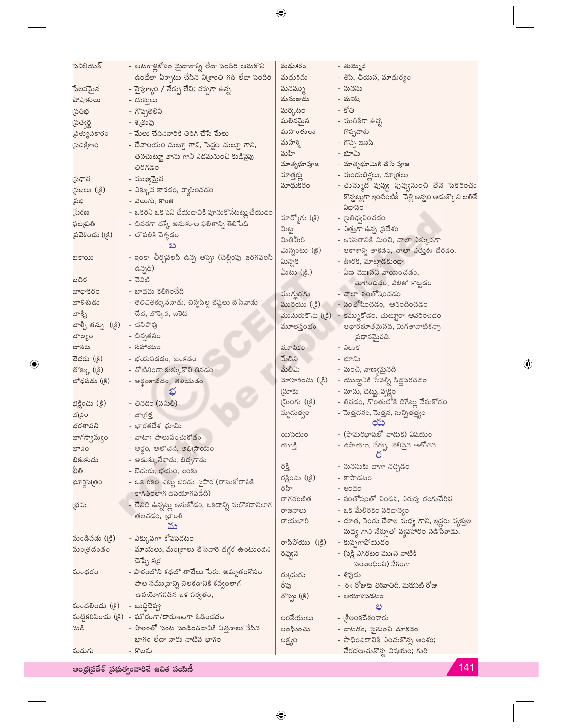పెవిలియన్ - ఆటగాళ్లకోసం మైదానాన్ని లేదా పందిరి ఆనుకొని ఉండేలా ఏర్పాటు చేసిన విశ్రాంతి గది లేదా పందిరి

పేలవమైన - నైపుణ్యం / నేర్పు లేని; చప్పగా ఉన్న

పోషాకులు - దుస్తులు

ప్రతిభ - గొప్పతెలివి

ప్రత్యర్థి - శత్రువు

ప్రత్యుపకారం - మేలు చేసినవారికి తిరిగి చేసే మేలు

ప్రదక్షిణం - దేవాలయం చుట్టూ గాని, పెద్దల చుట్టూ గాని, తనచుట్టూ తాను గాని ఎడమనుంచి కుడివైపు తిరగడం

ప్రధాన - ముఖ్యమైన

ప్రబలు (క్రి) - ఎక్కువ కావడం, వ్యాపించడం

ప్రభ - వెలుగు, కాంతి

ప్రేరణ - ఒకరిని ఒక పని చేయడానికి పూనుకొనేటట్లు చేయడం

ఫలశ్రుతి - చివరగా దక్కే అనుకూల ఫలితాన్ని తెలిపేది

ప్రవేశించు (క్రి) - లోపలికి వెళ్ళడం

## బ

బకాయి - ఇంకా తీర్చవలసి ఉన్న అప్పు (చెల్లింపు జరగవలసి ఉన్నది)

బధిర - చెవిటి

బాధాకరం - బాధను కలిగించేది

బాలిశుడు - తెలివితక్కువవాడు, చిన్నపిల్ల చేష్టలు చేసేవాడు

బాల్చీ - చేద, బొక్కెన, బకెట్

బాల్చీ తన్ను (క్రి) - చనిపోవు

బాల్యం - చిన్నతనం

బాసట - సహాయం

బెదరు (క్రి) - భయపడడం, జంకడం

బొక్కు (క్రి) - నోటినిండా కుక్కుకొని తినడం

బోధపడు (క్రి) - అర్థంకావడం, తెలియడం

## భ

భక్షించు (క్రి) - తినడం (నమిలి)

భద్రం - జాగ్రత్త

భరతావని - భారతదేశ భూమి

భాగస్వామ్యం - వాటా; పాలుపంచుకోడం

భావం - అర్థం, ఆలోచన, అభిప్రాయం

భిక్షుకుడు - అడుక్కునేవాడు, బిచ్చగాడు

భీతి - బెదురు, భయం, జంకు

భూర్జపత్రం - ఒక రకం చెట్టు బెరడు పైపొర (రాసుకోడానికి కాగితంలాగ ఉపయోగపడేది)

భ్రమ - లేనిది ఉన్నట్లు అనుకోడం, ఒకదాన్ని మరొకదానిలాగ తలచడం, భ్రాంతి

## మ

మండిపడు (క్రి) - ఎక్కువగా కోపపడటం

మంత్రదండం - మాయలు, మంత్రాలు చేసేవారి దగ్గర ఉంటుందని చెప్పే కర్ర

మంథరం - పాఠంలోని కథలో తాబేలు పేరు. అమృతంకోసం పాల సముద్రాన్ని చిలకడానికి కవ్వంలాగ ఉపయోగపడిన ఒక పర్వతం,

మందలించు (క్రి) - బుద్ధిచెప్పు

మట్టికరిపించు (క్రి) - ఘోరంగా/దారుణంగా ఓడించడం

మడి - పొలంలో పంట పండించడానికి విత్తనాలు వేసిన భాగం లేదా నారు నాటిన భాగం

మడుగు - కొలను

మధుకరం - తుమ్మెద

మధురిమ - తీపి, తీయన, మాధుర్యం

మనమ్ము - మనసు

మనుజుడు - మనిషి

మర్కటం - కోతి

మలినమైన - మురికిగా ఉన్న

మహంతులు - గొప్పవారు

మహర్షి - గొప్ప ఋషి

మహి - భూమి

మాతృభూపూజ - మాతృభూమికి చేసే పూజ

మాత్తర్లు - మందుబిళ్లలు, మాత్రలు

మాధుకరం - తుమ్మెద పువ్వు పువ్వునుంచి తేనె సేకరించు కొన్నట్లుగా ఇంటింటికీ వెళ్లి అన్నం అడుక్కొని బతికే విధానం

మార్మోగు (క్రి) - ప్రతిధ్వనించడం

మిట్ట - ఎత్తుగా ఉన్న ప్రదేశం

మితిమీరి - అవసరానికి మించి, చాలా ఎక్కువగా

మిన్నంటు (క్రి) - ఆకాశాన్ని తాకడం, చాలా ఎత్తుకు చేరడం.

మిన్నక - ఊరక, మాట్లాడకుండా

మీటు (క్రి.) - వీణ మొ॥నవి వాయించడం, మోగించడం, వేలితో కొట్టడం

ముగ్ధుడగు - చాలా సంతోషించడం

మురియు (క్రి) - సంతోషించడం, ఆనందించడం

ముసురుకొను (క్రి) - కమ్ముకోడం, చుట్టూరా ఆవరించడం

మూలస్తంభం - ఆధారభూతమైనది, మిగతావాటికన్నా ప్రధానమైనది.

మూషికం - ఎలుక

మేదిని - భూమి

మేలిమి - మంచి, నాణ్యమైనది

మోహరించు (క్రి) - యుద్ధానికి సేనల్ని సిద్ధపరచడం

మ్రాకు - మాను, చెట్టు, వృక్షం

మ్రింగు (క్రి) - తినడం, గొంతులోకి దిగేట్లు వేసుకోడం

మృదుత్వం - మెత్తదనం, మెత్తన, సున్నితత్వం

## య

యిసయం - (పామరభాషలో వాడుక) విషయం

యుక్తి - ఉపాయం, నేర్పు, తెలివైన ఆలోచన

## ర

రక్తి - మనసుకు బాగా నచ్చడం

రక్షించు (క్రి) - కాపాడటం

రహి - అందం

రాగరంజిత - సంతోషంతో నిండిన, ఎరుపు రంగుచేరిన

రాజనాలు - ఒక మేలిరకం వరిధాన్యం

రాయబారి - దూత, రెండు దేశాల మధ్య గాని, ఇద్దరు వ్యక్తుల మధ్య గాని నేర్పుతో వ్యవహారం నడిపేవాడు.

రాసిపోయు (క్రి) - కుప్పగాపోయడం

రివ్వున - (పక్షి ఎగరటం మొ॥న వాటికి సంబంధించి) వేగంగా

రుద్రుడు - శివుడు

రేపు - ఈ రోజుకు తరవాతిది, మరుసటి రోజు

రొప్పు (క్రి) - ఆయాసపడటం

## ల

లంకేయులు - శ్రీలంకదేశంవారు

లంఘించు - దాటడం, పైనుంచి దూకడం

లక్ష్యం - సాధించడానికి ఎంచుకొన్న అంశం; చేరదలుచుకొన్న విషయం; గురి

ఆంధ్రప్రదేశ్ ప్రభుత్వంవారిచే ఉచిత పంపిణీ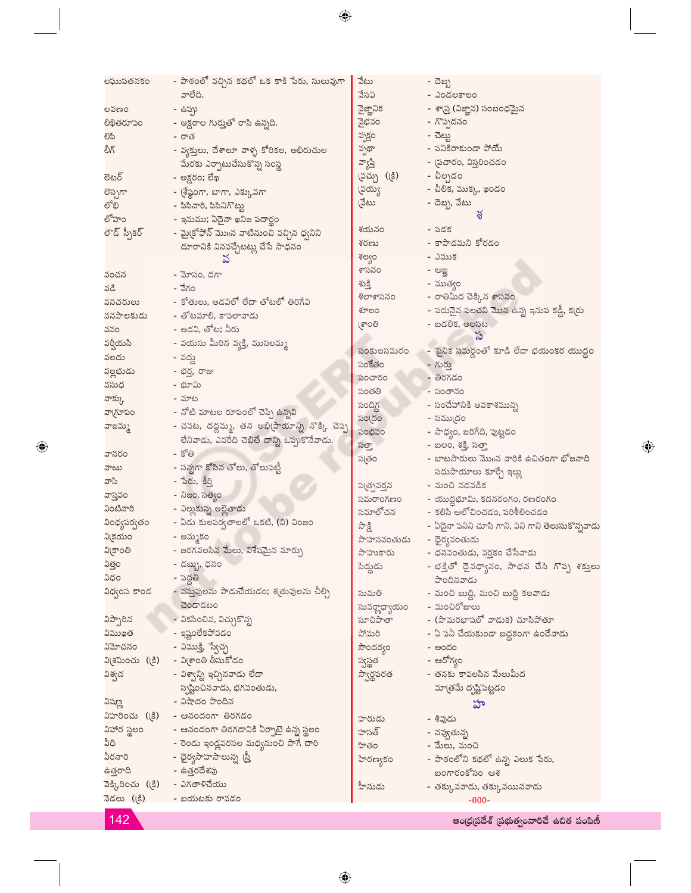| | |
|---|---|
| లఘుపతనకం | - పాఠంలో వచ్చిన కథలో ఒక కాకి పేరు, సులువుగా వాలేది. |
| లవణం | - ఉప్పు |
| లిఖితరూపం | - అక్షరాల గుర్తుతో రాసి ఉన్నది. |
| లిపి | - రాత |
| లీగ్ | - వ్యక్తులు, దేశాలూ వాళ్ళ కోరికల, అభిరుచుల మేరకు ఏర్పాటుచేసుకొన్న సంస్థ |
| లెటర్ | - అక్షరం; లేఖ |
| లెస్సగా | - శ్రేష్ఠంగా, బాగా, ఎక్కువగా |
| లోభి | - పిసినారి, పిసినిగొట్టు |
| లోహం | - ఇనుము; ఏదైనా ఖనిజ పదార్థం |
| లౌడ్ స్పీకర్ | - మైక్రోఫోన్ మొ॥న వాటినుంచి వచ్చిన ధ్వనిని దూరానికి వినపడేటట్లు చేసే సాధనం |

## వ

| | |
|---|---|
| వంచన | - మోసం, దగా |
| వడి | - వేగం |
| వనచరులు | - కోతులు, అడవిలో లేదా తోటలో తిరిగేవి |
| వనపాలకుడు | - తోటమాలి, కాపలావాడు |
| వనం | - అడవి, తోట; నీరు |
| వర్షీయసి | - వయసు మీరిన వ్యక్తి, ముసలమ్మ |
| వలదు | - వద్దు |
| వల్లభుడు | - భర్త, రాజు |
| వసుధ | - భూమి |
| వాక్కు | - మాట |
| వాగ్రూపం | - నోటి మాటల రూపంలో చెప్పి ఉన్నవి |
| వాజమ్మ | - చవట, దద్దమ్మ, తన అభిప్రాయాన్ని నొక్కి చెప్ప లేనివాడు, ఎవరేది చెబితే దాన్ని ఒప్పుకొనేవాడు. |
| వానరం | - కోతి |
| వాఋ | - సన్నగా కోసిన తోలు, తోలుపట్టీ |
| వాసి | - పేరు, కీర్తి |
| వాస్తవం | - నిజం, సత్యం |
| వింటినారి | - విల్లుకున్న అల్లెతాడు |
| వింధ్యపర్వతం | - ఏడు కులపర్వతాలలో ఒకటి, (వి) వింజం |
| విక్రయం | - అమ్మకం |
| విక్రాంతి | - జరగవలసిన మేలు, విశేషమైన మార్పు |
| విత్తం | - డబ్బు, ధనం |
| విధం | - పద్ధతి |
| విధ్వంస కాండ | - వస్తువులను పాడుచేయడం; శత్రువులను చీల్చి చెండాడటం |
| విస్ఫారిత | - వికసించిన, విచ్చుకొన్న |
| విముఖత | - ఇష్టంలేకపోవడం |
| విమోచనం | - విముక్తి, స్వేచ్ఛ |
| విశ్రమించు (క్రి) | - విశ్రాంతి తీసుకోడం |
| విశ్వద | - విశ్వాన్ని ఇచ్చినవాడు లేదా సృష్టించినవాడు, భగవంతుడు. |
| విషణ్ణ | - విషాదం పొందిన |
| విహరించు (క్రి) | - ఆనందంగా తిరగడం |
| విహార స్థలం | - ఆనందంగా తిరగడానికి ఏర్పాటై ఉన్న స్థలం |
| వీధి | - రెండు ఇండ్లవరసల మధ్యనుంచి సాగే దారి |
| వీరనారి | - ధైర్యసాహసాలున్న స్త్రీ |
| ఉత్తరాది | - ఉత్తరదేశపు |
| వెక్కిరించు (క్రి) | - ఎగతాళిచేయు |
| వెడలు (క్రి) | - బయటకు రావడం |
| వేటు | - దెబ్బ |
| వేసవి | - ఎండలకాలం |
| వైజ్ఞానిక | - శాస్త్ర (విజ్ఞాన) సంబంధమైన |
| వైభవం | - గొప్పదనం |
| వృక్షం | - చెట్టు |
| వృథా | - పనికిరాకుండా పోయే |
| వ్యాప్తి | - ప్రచారం, విస్తరించడం |
| వ్రచ్చు (క్రి) | - చీల్చడం |
| వ్రయ్య | - చీలిక, ముక్క, ఖండం |
| వ్రేటు | - దెబ్బ, వేటు |

## శ

| | |
|---|---|
| శయనం | - పడక |
| శరణు | - కాపాడమని కోరడం |
| శల్యం | - ఎముక |
| శాసనం | - ఆజ్ఞ |
| శుక్తి | - ముత్యం |
| శిలాశాసనం | - రాతిమీద చెక్కిన శాసనం |
| శూలం | - పదునైన పలచని మొన ఉన్న ఇనుప కడ్డీ, కర్ర |
| శ్రాంతి | - బడలిక, అలసట |

## స

| | |
|---|---|
| సంకులసమరం | - సైనిక సమర్ధంతో కూడి లేదా భయంకర యుద్ధం |
| సంకేతం | - గుర్తు |
| సంచారం | - తిరగడం |
| సంతతి | - సంతానం |
| సందిగ్ధ | - సందేహానికి అవకాశమున్న |
| సంద్రం | - సముద్రం |
| సంభవం | - సాధ్యం, జరిగేది, పుట్టడం |
| సత్తా | - బలం, శక్తి, సత్తా |
| సత్రం | - బాటసారులు మొ॥న వారికి ఉచితంగా భోజనాది సదుపాయాలు కూర్చే ఇల్లు |
| సత్ప్రవర్తన | - మంచి నడవడిక |
| సమరాంగణం | - యుద్ధభూమి, కదనరంగం, రణరంగం |
| సమాలోచన | - కలిసి ఆలోచించడం, పరిశీలించడం |
| సాక్షి | - ఏదైనా పనిని చూసి గాని, విని గాని తెలుసుకొన్నవాడు |
| సాహసవంతుడు | - ధైర్యవంతుడు |
| సాహుకారు | - ధనవంతుడు, వర్తకం చేసేవాడు |
| సిద్ధుడు | - భక్తితో దైవధ్యానం, సాధన చేసి గొప్ప శక్తులు పొందినవాడు |
| సుమతి | - మంచి బుద్ధి, మంచి బుద్ధి కలవాడు |
| సువర్ణాధ్యాయం | - మంచిరోజులు |
| సూచిపాతా | - (సామరభాషలో వాడుక) చూసిపోతూ |
| సోమరి | - ఏ పనీ చేయకుండా బద్ధకంగా ఉండేవాడు |
| సౌందర్యం | - అందం |
| స్వస్థత | - ఆరోగ్యం |
| స్వార్థపరత | - తనకు కావలసిన మేలుమీద మాత్రమే దృష్టిపెట్టడం |

## హ

| | |
|---|---|
| హరుడు | - శివుడు |
| హసత్ | - నవ్వుతున్న |
| హితం | - మేలు, మంచి |
| హిరణ్యకం | - పాఠంలోని కథలో ఉన్న ఎలుక పేరు, బంగారంకోసం ఆశ |
| హీనుడు | - తక్కువవాడు, తక్కువయినవాడు |

-000-

ఆంధ్రప్రదేశ్ ప్రభుత్వంవారిచే ఉచిత పంపిణీ